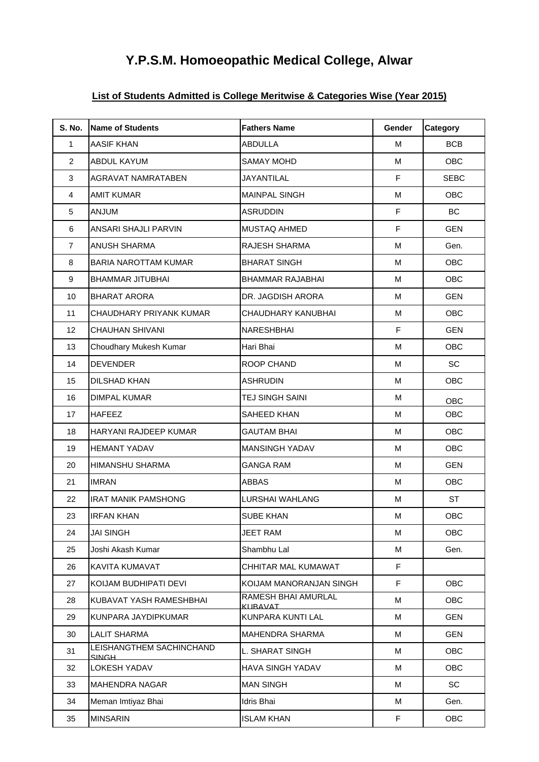# Y.P.S.M. Homoeopathic Medical College, Alwar

## List of Students Admitted is College Meritwise & Categories Wise (Year 2015)

| S. No. | Name of Students | Fathers Name | Gender | Category |
|---|---|---|---|---|
| 1 | AASIF KHAN | ABDULLA | M | BCB |
| 2 | ABDUL KAYUM | SAMAY MOHD | M | OBC |
| 3 | AGRAVAT NAMRATABEN | JAYANTILAL | F | SEBC |
| 4 | AMIT KUMAR | MAINPAL SINGH | M | OBC |
| 5 | ANJUM | ASRUDDIN | F | BC |
| 6 | ANSARI SHAJLI PARVIN | MUSTAQ AHMED | F | GEN |
| 7 | ANUSH SHARMA | RAJESH SHARMA | M | Gen. |
| 8 | BARIA NAROTTAM KUMAR | BHARAT SINGH | M | OBC |
| 9 | BHAMMAR JITUBHAI | BHAMMAR RAJABHAI | M | OBC |
| 10 | BHARAT ARORA | DR. JAGDISH ARORA | M | GEN |
| 11 | CHAUDHARY PRIYANK KUMAR | CHAUDHARY KANUBHAI | M | OBC |
| 12 | CHAUHAN SHIVANI | NARESHBHAI | F | GEN |
| 13 | Choudhary Mukesh Kumar | Hari Bhai | M | OBC |
| 14 | DEVENDER | ROOP CHAND | M | SC |
| 15 | DILSHAD KHAN | ASHRUDIN | M | OBC |
| 16 | DIMPAL KUMAR | TEJ SINGH SAINI | M | OBC |
| 17 | HAFEEZ | SAHEED KHAN | M | OBC |
| 18 | HARYANI RAJDEEP KUMAR | GAUTAM BHAI | M | OBC |
| 19 | HEMANT YADAV | MANSINGH YADAV | M | OBC |
| 20 | HIMANSHU SHARMA | GANGA RAM | M | GEN |
| 21 | IMRAN | ABBAS | M | OBC |
| 22 | IRAT MANIK PAMSHONG | LURSHAI WAHLANG | M | ST |
| 23 | IRFAN KHAN | SUBE KHAN | M | OBC |
| 24 | JAI SINGH | JEET RAM | M | OBC |
| 25 | Joshi Akash Kumar | Shambhu Lal | M | Gen. |
| 26 | KAVITA KUMAVAT | CHHITAR MAL KUMAWAT | F | |
| 27 | KOIJAM BUDHIPATI DEVI | KOIJAM MANORANJAN SINGH | F | OBC |
| 28 | KUBAVAT YASH RAMESHBHAI | RAMESH BHAI AMURLAL KUBAVAT | M | OBC |
| 29 | KUNPARA JAYDIPKUMAR | KUNPARA KUNTI LAL | M | GEN |
| 30 | LALIT SHARMA | MAHENDRA SHARMA | M | GEN |
| 31 | LEISHANGTHEM SACHINCHAND SINGH | L. SHARAT SINGH | M | OBC |
| 32 | LOKESH YADAV | HAVA SINGH YADAV | M | OBC |
| 33 | MAHENDRA NAGAR | MAN SINGH | M | SC |
| 34 | Meman Imtiyaz Bhai | Idris Bhai | M | Gen. |
| 35 | MINSARIN | ISLAM KHAN | F | OBC |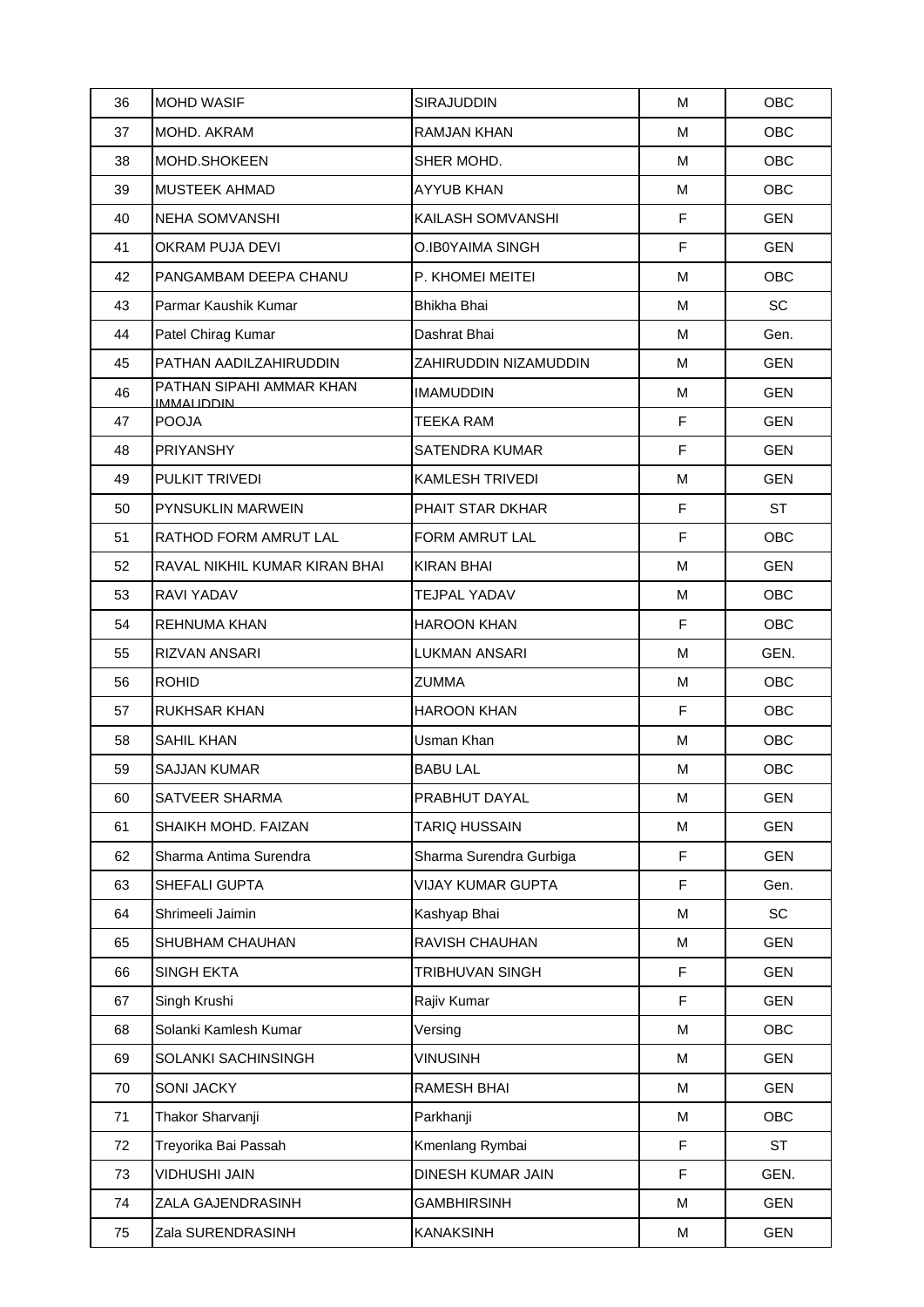| | | | | |
|---|---|---|---|---|
| 36 | MOHD WASIF | SIRAJUDDIN | M | OBC |
| 37 | MOHD. AKRAM | RAMJAN KHAN | M | OBC |
| 38 | MOHD.SHOKEEN | SHER MOHD. | M | OBC |
| 39 | MUSTEEK AHMAD | AYYUB KHAN | M | OBC |
| 40 | NEHA SOMVANSHI | KAILASH SOMVANSHI | F | GEN |
| 41 | OKRAM PUJA DEVI | O.IB0YAIMA SINGH | F | GEN |
| 42 | PANGAMBAM DEEPA CHANU | P. KHOMEI MEITEI | M | OBC |
| 43 | Parmar Kaushik Kumar | Bhikha Bhai | M | SC |
| 44 | Patel Chirag Kumar | Dashrat Bhai | M | Gen. |
| 45 | PATHAN AADILZAHIRUDDIN | ZAHIRUDDIN NIZAMUDDIN | M | GEN |
| 46 | PATHAN SIPAHI AMMAR KHAN IMMAUDDIN | IMAMUDDIN | M | GEN |
| 47 | POOJA | TEEKA RAM | F | GEN |
| 48 | PRIYANSHY | SATENDRA KUMAR | F | GEN |
| 49 | PULKIT TRIVEDI | KAMLESH TRIVEDI | M | GEN |
| 50 | PYNSUKLIN MARWEIN | PHAIT STAR DKHAR | F | ST |
| 51 | RATHOD FORM AMRUT LAL | FORM AMRUT LAL | F | OBC |
| 52 | RAVAL NIKHIL KUMAR KIRAN BHAI | KIRAN BHAI | M | GEN |
| 53 | RAVI YADAV | TEJPAL YADAV | M | OBC |
| 54 | REHNUMA KHAN | HAROON KHAN | F | OBC |
| 55 | RIZVAN ANSARI | LUKMAN ANSARI | M | GEN. |
| 56 | ROHID | ZUMMA | M | OBC |
| 57 | RUKHSAR KHAN | HAROON KHAN | F | OBC |
| 58 | SAHIL KHAN | Usman Khan | M | OBC |
| 59 | SAJJAN KUMAR | BABU LAL | M | OBC |
| 60 | SATVEER SHARMA | PRABHUT DAYAL | M | GEN |
| 61 | SHAIKH MOHD. FAIZAN | TARIQ HUSSAIN | M | GEN |
| 62 | Sharma Antima Surendra | Sharma Surendra Gurbiga | F | GEN |
| 63 | SHEFALI GUPTA | VIJAY KUMAR GUPTA | F | Gen. |
| 64 | Shrimeeli Jaimin | Kashyap Bhai | M | SC |
| 65 | SHUBHAM CHAUHAN | RAVISH CHAUHAN | M | GEN |
| 66 | SINGH EKTA | TRIBHUVAN SINGH | F | GEN |
| 67 | Singh Krushi | Rajiv Kumar | F | GEN |
| 68 | Solanki Kamlesh Kumar | Versing | M | OBC |
| 69 | SOLANKI SACHINSINGH | VINUSINH | M | GEN |
| 70 | SONI JACKY | RAMESH BHAI | M | GEN |
| 71 | Thakor Sharvanji | Parkhanji | M | OBC |
| 72 | Treyorika Bai Passah | Kmenlang Rymbai | F | ST |
| 73 | VIDHUSHI JAIN | DINESH KUMAR JAIN | F | GEN. |
| 74 | ZALA GAJENDRASINH | GAMBHIRSINH | M | GEN |
| 75 | Zala SURENDRASINH | KANAKSINH | M | GEN |